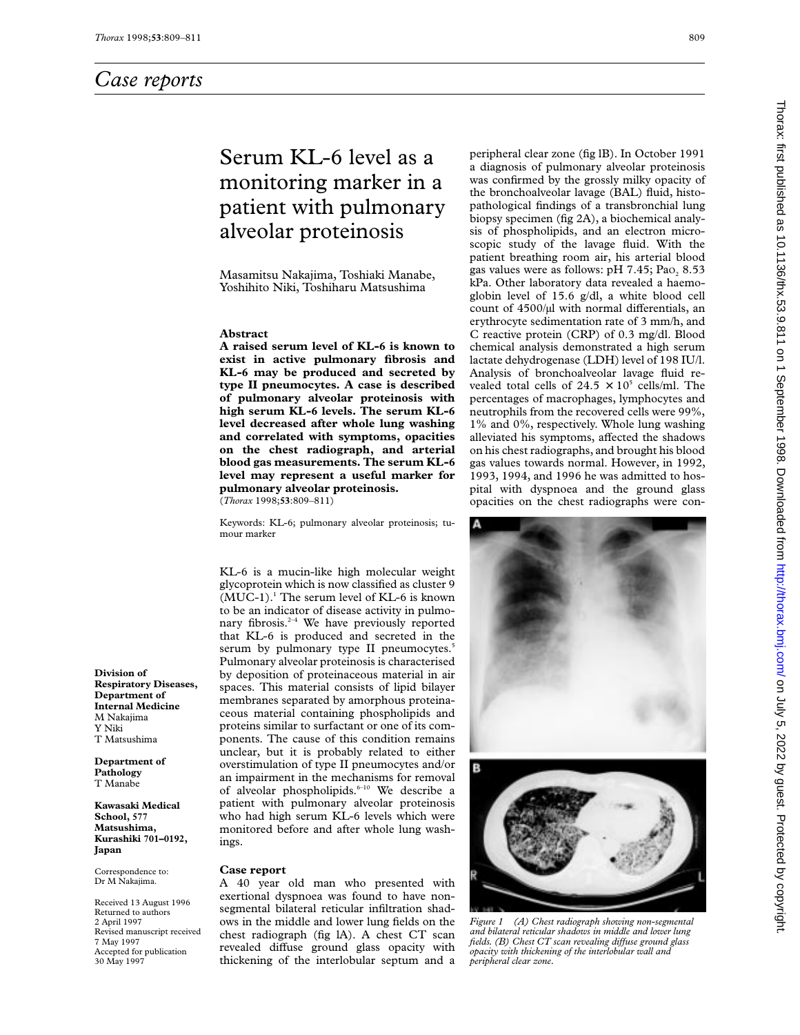# Case reports

## Serum KL-6 level as a monitoring marker in a patient with pulmonary alveolar proteinosis

Masamitsu Nakajima, Toshiaki Manabe, Yoshihito Niki, Toshiharu Matsushima

**Division of Respiratory Diseases, Department of Internal Medicine**
M Nakajima
Y Niki
T Matsushima

**Department of Pathology**
T Manabe

**Kawasaki Medical School, 577 Matsushima, Kurashiki 701–0192, Japan**

Correspondence to: Dr M Nakajima.

Received 13 August 1996
Returned to authors 2 April 1997
Revised manuscript received 7 May 1997
Accepted for publication 30 May 1997

### Abstract

**A raised serum level of KL-6 is known to exist in active pulmonary fibrosis and KL-6 may be produced and secreted by type II pneumocytes. A case is described of pulmonary alveolar proteinosis with high serum KL-6 levels. The serum KL-6 level decreased after whole lung washing and correlated with symptoms, opacities on the chest radiograph, and arterial blood gas measurements. The serum KL-6 level may represent a useful marker for pulmonary alveolar proteinosis.**
(*Thorax* 1998;**53**:809–811)

Keywords: KL-6; pulmonary alveolar proteinosis; tumour marker

KL-6 is a mucin-like high molecular weight glycoprotein which is now classified as cluster 9 (MUC-1).[1] The serum level of KL-6 is known to be an indicator of disease activity in pulmonary fibrosis.[2–4] We have previously reported that KL-6 is produced and secreted in the serum by pulmonary type II pneumocytes.[5] Pulmonary alveolar proteinosis is characterised by deposition of proteinaceous material in air spaces. This material consists of lipid bilayer membranes separated by amorphous proteinaceous material containing phospholipids and proteins similar to surfactant or one of its components. The cause of this condition remains unclear, but it is probably related to either overstimulation of type II pneumocytes and/or an impairment in the mechanisms for removal of alveolar phospholipids.[6–10] We describe a patient with pulmonary alveolar proteinosis who had high serum KL-6 levels which were monitored before and after whole lung washings.

### Case report

A 40 year old man who presented with exertional dyspnoea was found to have non-segmental bilateral reticular infiltration shadows in the middle and lower lung fields on the chest radiograph (fig lA). A chest CT scan revealed diffuse ground glass opacity with thickening of the interlobular septum and a peripheral clear zone (fig lB). In October 1991 a diagnosis of pulmonary alveolar proteinosis was confirmed by the grossly milky opacity of the bronchoalveolar lavage (BAL) fluid, histopathological findings of a transbronchial lung biopsy specimen (fig 2A), a biochemical analysis of phospholipids, and an electron microscopic study of the lavage fluid. With the patient breathing room air, his arterial blood gas values were as follows: pH 7.45; $Pa_{O_2}$ 8.53 kPa. Other laboratory data revealed a haemoglobin level of 15.6 g/dl, a white blood cell count of 4500/μl with normal differentials, an erythrocyte sedimentation rate of 3 mm/h, and C reactive protein (CRP) of 0.3 mg/dl. Blood chemical analysis demonstrated a high serum lactate dehydrogenase (LDH) level of 198 IU/l. Analysis of bronchoalveolar lavage fluid revealed total cells of $24.5 \times 10^5$ cells/ml. The percentages of macrophages, lymphocytes and neutrophils from the recovered cells were 99%, 1% and 0%, respectively. Whole lung washing alleviated his symptoms, affected the shadows on his chest radiographs, and brought his blood gas values towards normal. However, in 1992, 1993, 1994, and 1996 he was admitted to hospital with dyspnoea and the ground glass opacities on the chest radiographs were con-

Figure 1 (A) Chest radiograph showing non-segmental and bilateral reticular shadows in middle and lower lung fields. (B) Chest CT scan revealing diffuse ground glass opacity with thickening of the interlobular wall and peripheral clear zone.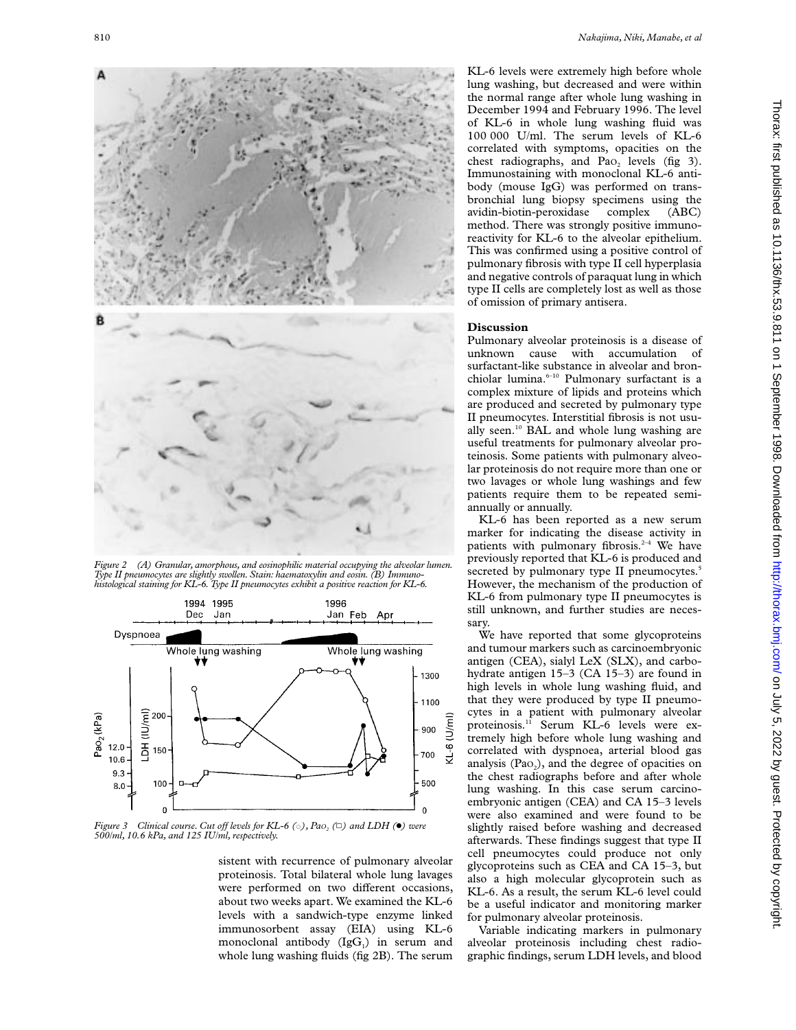*Figure 2 (A) Granular, amorphous, and eosinophilic material occupying the alveolar lumen. Type II pneumocytes are slightly swollen. Stain: haematoxylin and eosin. (B) Immunohistological staining for KL-6. Type II pneumocytes exhibit a positive reaction for KL-6.*

*Figure 3 Clinical course. Cut off levels for KL-6 (○), $Pa_{O_2}$ (□) and LDH (●) were 500/ml, 10.6 kPa, and 125 IU/ml, respectively.*

sistent with recurrence of pulmonary alveolar proteinosis. Total bilateral whole lung lavages were performed on two different occasions, about two weeks apart. We examined the KL-6 levels with a sandwich-type enzyme linked immunosorbent assay (EIA) using KL-6 monoclonal antibody ($IgG_1$) in serum and whole lung washing fluids (fig 2B). The serum KL-6 levels were extremely high before whole lung washing, but decreased and were within the normal range after whole lung washing in December 1994 and February 1996. The level of KL-6 in whole lung washing fluid was 100 000 U/ml. The serum levels of KL-6 correlated with symptoms, opacities on the chest radiographs, and $Pa_{O_2}$ levels (fig 3). Immunostaining with monoclonal KL-6 antibody (mouse IgG) was performed on transbronchial lung biopsy specimens using the avidin-biotin-peroxidase complex (ABC) method. There was strongly positive immunoreactivity for KL-6 to the alveolar epithelium. This was confirmed using a positive control of pulmonary fibrosis with type II cell hyperplasia and negative controls of paraquat lung in which type II cells are completely lost as well as those of omission of primary antisera.

## Discussion

Pulmonary alveolar proteinosis is a disease of unknown cause with accumulation of surfactant-like substance in alveolar and bronchiolar lumina.[6–10] Pulmonary surfactant is a complex mixture of lipids and proteins which are produced and secreted by pulmonary type II pneumocytes. Interstitial fibrosis is not usually seen.[10] BAL and whole lung washing are useful treatments for pulmonary alveolar proteinosis. Some patients with pulmonary alveolar proteinosis do not require more than one or two lavages or whole lung washings and few patients require them to be repeated semi-annually or annually.

KL-6 has been reported as a new serum marker for indicating the disease activity in patients with pulmonary fibrosis.[2–4] We have previously reported that KL-6 is produced and secreted by pulmonary type II pneumocytes.[5] However, the mechanism of the production of KL-6 from pulmonary type II pneumocytes is still unknown, and further studies are necessary.

We have reported that some glycoproteins and tumour markers such as carcinoembryonic antigen (CEA), sialyl LeX (SLX), and carbohydrate antigen 15–3 (CA 15–3) are found in high levels in whole lung washing fluid, and that they were produced by type II pneumocytes in a patient with pulmonary alveolar proteinosis.[11] Serum KL-6 levels were extremely high before whole lung washing and correlated with dyspnoea, arterial blood gas analysis ($Pa_{O_2}$), and the degree of opacities on the chest radiographs before and after whole lung washing. In this case serum carcinoembryonic antigen (CEA) and CA 15–3 levels were also examined and were found to be slightly raised before washing and decreased afterwards. These findings suggest that type II cell pneumocytes could produce not only glycoproteins such as CEA and CA 15–3, but also a high molecular glycoprotein such as KL-6. As a result, the serum KL-6 level could be a useful indicator and monitoring marker for pulmonary alveolar proteinosis.

Variable indicating markers in pulmonary alveolar proteinosis including chest radiographic findings, serum LDH levels, and blood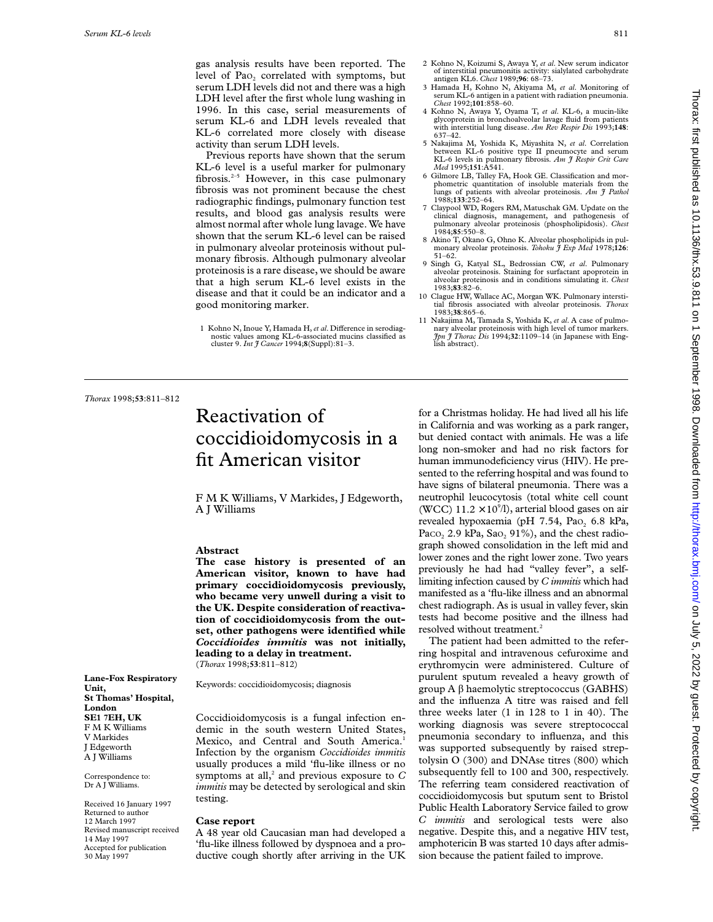gas analysis results have been reported. The level of $Pa_{O_2}$ correlated with symptoms, but serum LDH levels did not and there was a high LDH level after the first whole lung washing in 1996. In this case, serial measurements of serum KL-6 and LDH levels revealed that KL-6 correlated more closely with disease activity than serum LDH levels.

Previous reports have shown that the serum KL-6 level is a useful marker for pulmonary fibrosis.[2–5] However, in this case pulmonary fibrosis was not prominent because the chest radiographic findings, pulmonary function test results, and blood gas analysis results were almost normal after whole lung lavage. We have shown that the serum KL-6 level can be raised in pulmonary alveolar proteinosis without pulmonary fibrosis. Although pulmonary alveolar proteinosis is a rare disease, we should be aware that a high serum KL-6 level exists in the disease and that it could be an indicator and a good monitoring marker.

1 Kohno N, Inoue Y, Hamada H, *et al*. Difference in serodiagnostic values among KL-6-associated mucins classified as cluster 9. *Int J Cancer* 1994;**8**(Suppl):81–3.

2 Kohno N, Koizumi S, Awaya Y, *et al*. New serum indicator of interstitial pneumonitis activity: sialylated carbohydrate antigen KL6. *Chest* 1989;**96**: 68–73.

3 Hamada H, Kohno N, Akiyama M, *et al*. Monitoring of serum KL-6 antigen in a patient with radiation pneumonia. *Chest* 1992;**101**:858–60.

4 Kohno N, Awaya Y, Oyama T, *et al*. KL-6, a mucin-like glycoprotein in bronchoalveolar lavage fluid from patients with interstitial lung disease. *Am Rev Respir Dis* 1993;**148**: 637–42.

5 Nakajima M, Yoshida K, Miyashita N, *et al*. Correlation between KL-6 positive type II pneumocyte and serum KL-6 levels in pulmonary fibrosis. *Am J Respir Crit Care Med* 1995;**151**:A541.

6 Gilmore LB, Talley FA, Hook GE. Classification and morphometric quantitation of insoluble materials from the lungs of patients with alveolar proteinosis. *Am J Pathol* 1988;**133**:252–64.

7 Claypool WD, Rogers RM, Matuschak GM. Update on the clinical diagnosis, management, and pathogenesis of pulmonary alveolar proteinosis (phospholipidosis). *Chest* 1984;**85**:550–8.

8 Akino T, Okano G, Ohno K. Alveolar phospholipids in pulmonary alveolar proteinosis. *Tohoku J Exp Med* 1978;**126**: 51–62.

9 Singh G, Katyal SL, Bedrossian CW, *et al*. Pulmonary alveolar proteinosis. Staining for surfactant apoprotein in alveolar proteinosis and in conditions simulating it. *Chest* 1983;**83**:82–6.

10 Clague HW, Wallace AC, Morgan WK. Pulmonary interstitial fibrosis associated with alveolar proteinosis. *Thorax* 1983;**38**:865–6.

11 Nakajima M, Tamada S, Yoshida K, *et al*. A case of pulmonary alveolar proteinosis with high level of tumor markers. *Jpn J Thorac Dis* 1994;**32**:1109–14 (in Japanese with English abstract).

# Reactivation of coccidioidomycosis in a fit American visitor

F M K Williams, V Markides, J Edgeworth, A J Williams

Lane-Fox Respiratory Unit, St Thomas' Hospital, London SE1 7EH, UK
F M K Williams
V Markides
J Edgeworth
A J Williams

Correspondence to: Dr A J Williams.

Received 16 January 1997
Returned to author 12 March 1997
Revised manuscript received 14 May 1997
Accepted for publication 30 May 1997

## Abstract

**The case history is presented of an American visitor, known to have had primary coccidioidomycosis previously, who became very unwell during a visit to the UK. Despite consideration of reactivation of coccidioidomycosis from the outset, other pathogens were identified while *Coccidioides immitis* was not initially, leading to a delay in treatment.**
(*Thorax* 1998;**53**:811–812)

Keywords: coccidioidomycosis; diagnosis

Coccidioidomycosis is a fungal infection endemic in the south western United States, Mexico, and Central and South America.[1] Infection by the organism *Coccidioides immitis* usually produces a mild 'flu-like illness or no symptoms at all,[2] and previous exposure to *C immitis* may be detected by serological and skin testing.

## Case report

A 48 year old Caucasian man had developed a 'flu-like illness followed by dyspnoea and a productive cough shortly after arriving in the UK for a Christmas holiday. He had lived all his life in California and was working as a park ranger, but denied contact with animals. He was a life long non-smoker and had no risk factors for human immunodeficiency virus (HIV). He presented to the referring hospital and was found to have signs of bilateral pneumonia. There was a neutrophil leucocytosis (total white cell count (WCC) $11.2 \times 10^9$/l), arterial blood gases on air revealed hypoxaemia (pH 7.54, $Pa_{O_2}$ 6.8 kPa, $Pa_{CO_2}$ 2.9 kPa, $Sa_{O_2}$ 91%), and the chest radiograph showed consolidation in the left mid and lower zones and the right lower zone. Two years previously he had had "valley fever", a self-limiting infection caused by *C immitis* which had manifested as a 'flu-like illness and an abnormal chest radiograph. As is usual in valley fever, skin tests had become positive and the illness had resolved without treatment.[2]

The patient had been admitted to the referring hospital and intravenous cefuroxime and erythromycin were administered. Culture of purulent sputum revealed a heavy growth of group A β haemolytic streptococcus (GABHS) and the influenza A titre was raised and fell three weeks later (1 in 128 to 1 in 40). The working diagnosis was severe streptococcal pneumonia secondary to influenza, and this was supported subsequently by raised streptolysin O (300) and DNAse titres (800) which subsequently fell to 100 and 300, respectively. The referring team considered reactivation of coccidioidomycosis but sputum sent to Bristol Public Health Laboratory Service failed to grow *C immitis* and serological tests were also negative. Despite this, and a negative HIV test, amphotericin B was started 10 days after admission because the patient failed to improve.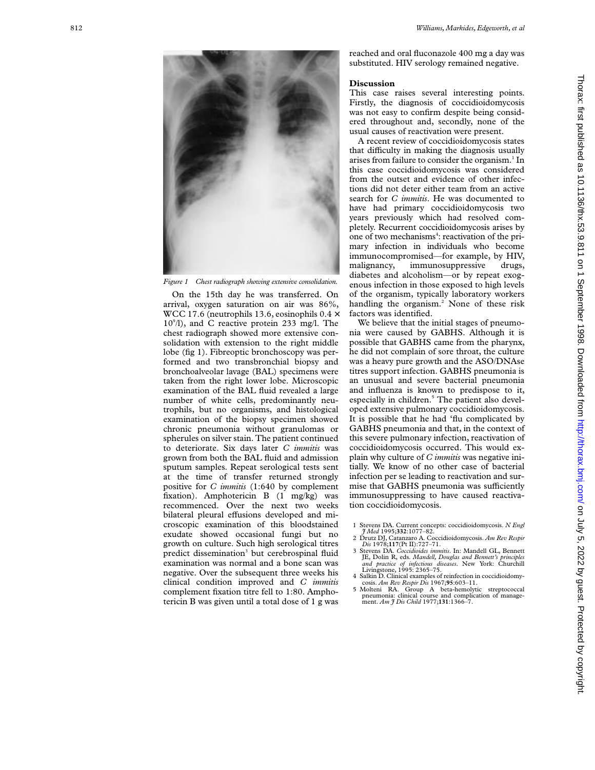*Figure 1 Chest radiograph showing extensive consolidation.*

On the 15th day he was transferred. On arrival, oxygen saturation on air was 86%, WCC 17.6 (neutrophils 13.6, eosinophils 0.4 × $10^9$/l), and C reactive protein 233 mg/l. The chest radiograph showed more extensive consolidation with extension to the right middle lobe (fig 1). Fibreoptic bronchoscopy was performed and two transbronchial biopsy and bronchoalveolar lavage (BAL) specimens were taken from the right lower lobe. Microscopic examination of the BAL fluid revealed a large number of white cells, predominantly neutrophils, but no organisms, and histological examination of the biopsy specimen showed chronic pneumonia without granulomas or spherules on silver stain. The patient continued to deteriorate. Six days later *C immitis* was grown from both the BAL fluid and admission sputum samples. Repeat serological tests sent at the time of transfer returned strongly positive for *C immitis* (1:640 by complement fixation). Amphotericin B (1 mg/kg) was recommenced. Over the next two weeks bilateral pleural effusions developed and microscopic examination of this bloodstained exudate showed occasional fungi but no growth on culture. Such high serological titres predict dissemination[3] but cerebrospinal fluid examination was normal and a bone scan was negative. Over the subsequent three weeks his clinical condition improved and *C immitis* complement fixation titre fell to 1:80. Amphotericin B was given until a total dose of 1 g was reached and oral fluconazole 400 mg a day was substituted. HIV serology remained negative.

## Discussion

This case raises several interesting points. Firstly, the diagnosis of coccidioidomycosis was not easy to confirm despite being considered throughout and, secondly, none of the usual causes of reactivation were present.

A recent review of coccidioidomycosis states that difficulty in making the diagnosis usually arises from failure to consider the organism.[1] In this case coccidioidomycosis was considered from the outset and evidence of other infections did not deter either team from an active search for *C immitis*. He was documented to have had primary coccidioidomycosis two years previously which had resolved completely. Recurrent coccidioidomycosis arises by one of two mechanisms[4]: reactivation of the primary infection in individuals who become immunocompromised—for example, by HIV, malignancy, immunosuppressive drugs, diabetes and alcoholism—or by repeat exogenous infection in those exposed to high levels of the organism, typically laboratory workers handling the organism.[2] None of these risk factors was identified.

We believe that the initial stages of pneumonia were caused by GABHS. Although it is possible that GABHS came from the pharynx, he did not complain of sore throat, the culture was a heavy pure growth and the ASO/DNAse titres support infection. GABHS pneumonia is an unusual and severe bacterial pneumonia and influenza is known to predispose to it, especially in children.[5] The patient also developed extensive pulmonary coccidioidomycosis. It is possible that he had 'flu complicated by GABHS pneumonia and that, in the context of this severe pulmonary infection, reactivation of coccidioidomycosis occurred. This would explain why culture of *C immitis* was negative initially. We know of no other case of bacterial infection per se leading to reactivation and surmise that GABHS pneumonia was sufficiently immunosuppressing to have caused reactivation coccidioidomycosis.

1 Stevens DA. Current concepts: coccidioidomycosis. *N Engl J Med* 1995;**332**:1077–82.
2 Drutz DJ, Catanzaro A. Coccidioidomycosis. *Am Rev Respir Dis* 1978;**117**(Pt II):727–71.
3 Stevens DA. *Coccidioides immitis*. In: Mandell GL, Bennett JE, Dolin R, eds. *Mandell, Douglas and Bennett's principles and practice of infectious diseases*. New York: Churchill Livingstone, 1995: 2365–75.
4 Salkin D. Clinical examples of reinfection in coccidioidomycosis. *Am Rev Respir Dis* 1967;**95**:603–11.
5 Molteni RA. Group A beta-hemolytic streptococcal pneumonia: clinical course and complication of management. *Am J Dis Child* 1977;**131**:1366–7.